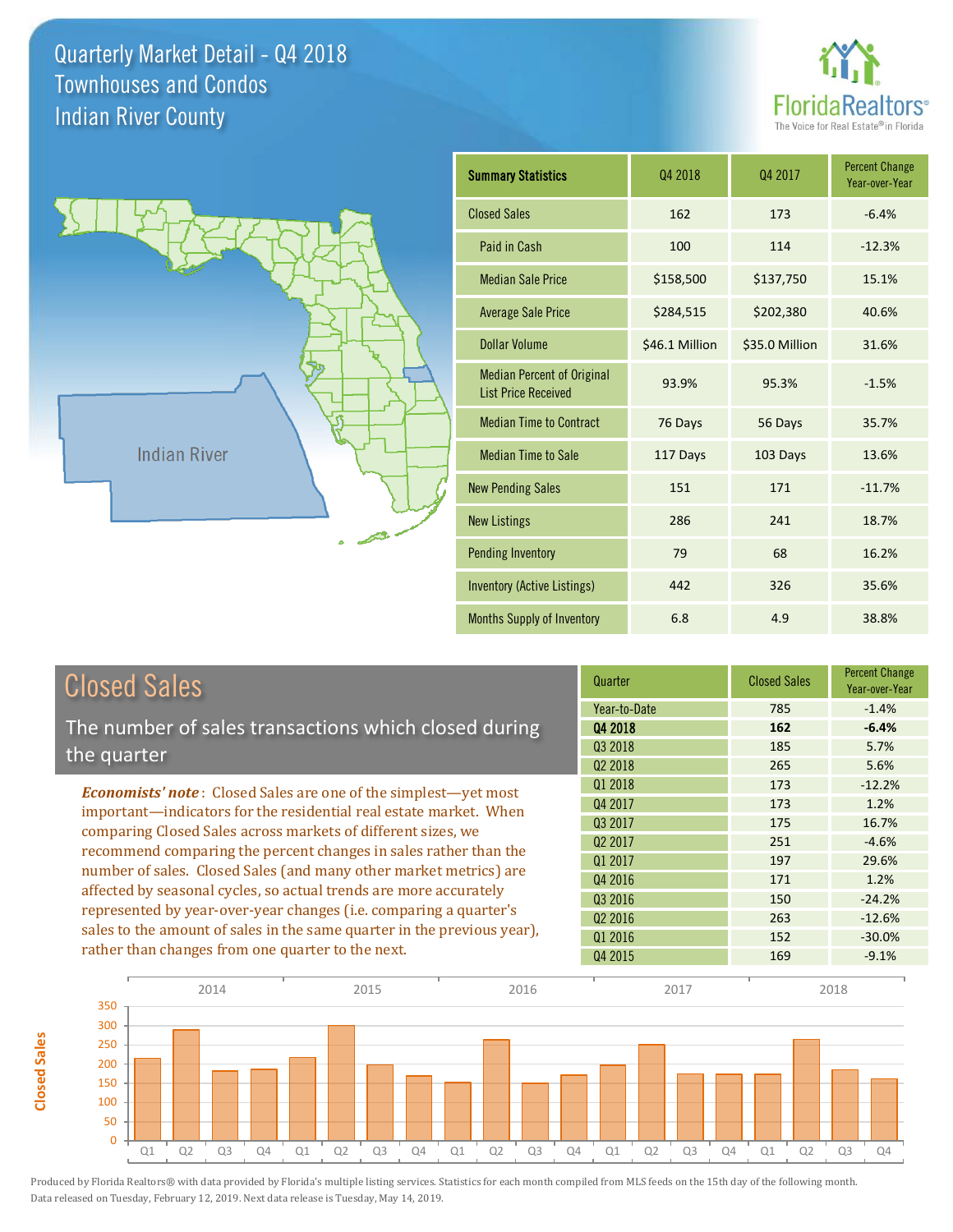# Quarterly Market Detail - Q4 2018
## Townhouses and Condos
## Indian River County

FloridaRealtors® The Voice for Real Estate® in Florida

Indian River

| Summary Statistics | Q4 2018 | Q4 2017 | Percent Change Year-over-Year |
|---|---|---|---|
| Closed Sales | 162 | 173 | -6.4% |
| Paid in Cash | 100 | 114 | -12.3% |
| Median Sale Price | $158,500 | $137,750 | 15.1% |
| Average Sale Price | $284,515 | $202,380 | 40.6% |
| Dollar Volume | $46.1 Million | $35.0 Million | 31.6% |
| Median Percent of Original List Price Received | 93.9% | 95.3% | -1.5% |
| Median Time to Contract | 76 Days | 56 Days | 35.7% |
| Median Time to Sale | 117 Days | 103 Days | 13.6% |
| New Pending Sales | 151 | 171 | -11.7% |
| New Listings | 286 | 241 | 18.7% |
| Pending Inventory | 79 | 68 | 16.2% |
| Inventory (Active Listings) | 442 | 326 | 35.6% |
| Months Supply of Inventory | 6.8 | 4.9 | 38.8% |

## Closed Sales

The number of sales transactions which closed during the quarter

***Economists' note***: Closed Sales are one of the simplest—yet most important—indicators for the residential real estate market. When comparing Closed Sales across markets of different sizes, we recommend comparing the percent changes in sales rather than the number of sales. Closed Sales (and many other market metrics) are affected by seasonal cycles, so actual trends are more accurately represented by year-over-year changes (i.e. comparing a quarter's sales to the amount of sales in the same quarter in the previous year), rather than changes from one quarter to the next.

| Quarter | Closed Sales | Percent Change Year-over-Year |
|---|---|---|
| Year-to-Date | 785 | -1.4% |
| **Q4 2018** | **162** | **-6.4%** |
| Q3 2018 | 185 | 5.7% |
| Q2 2018 | 265 | 5.6% |
| Q1 2018 | 173 | -12.2% |
| Q4 2017 | 173 | 1.2% |
| Q3 2017 | 175 | 16.7% |
| Q2 2017 | 251 | -4.6% |
| Q1 2017 | 197 | 29.6% |
| Q4 2016 | 171 | 1.2% |
| Q3 2016 | 150 | -24.2% |
| Q2 2016 | 263 | -12.6% |
| Q1 2016 | 152 | -30.0% |
| Q4 2015 | 169 | -9.1% |

Produced by Florida Realtors® with data provided by Florida's multiple listing services. Statistics for each month compiled from MLS feeds on the 15th day of the following month. Data released on Tuesday, February 12, 2019. Next data release is Tuesday, May 14, 2019.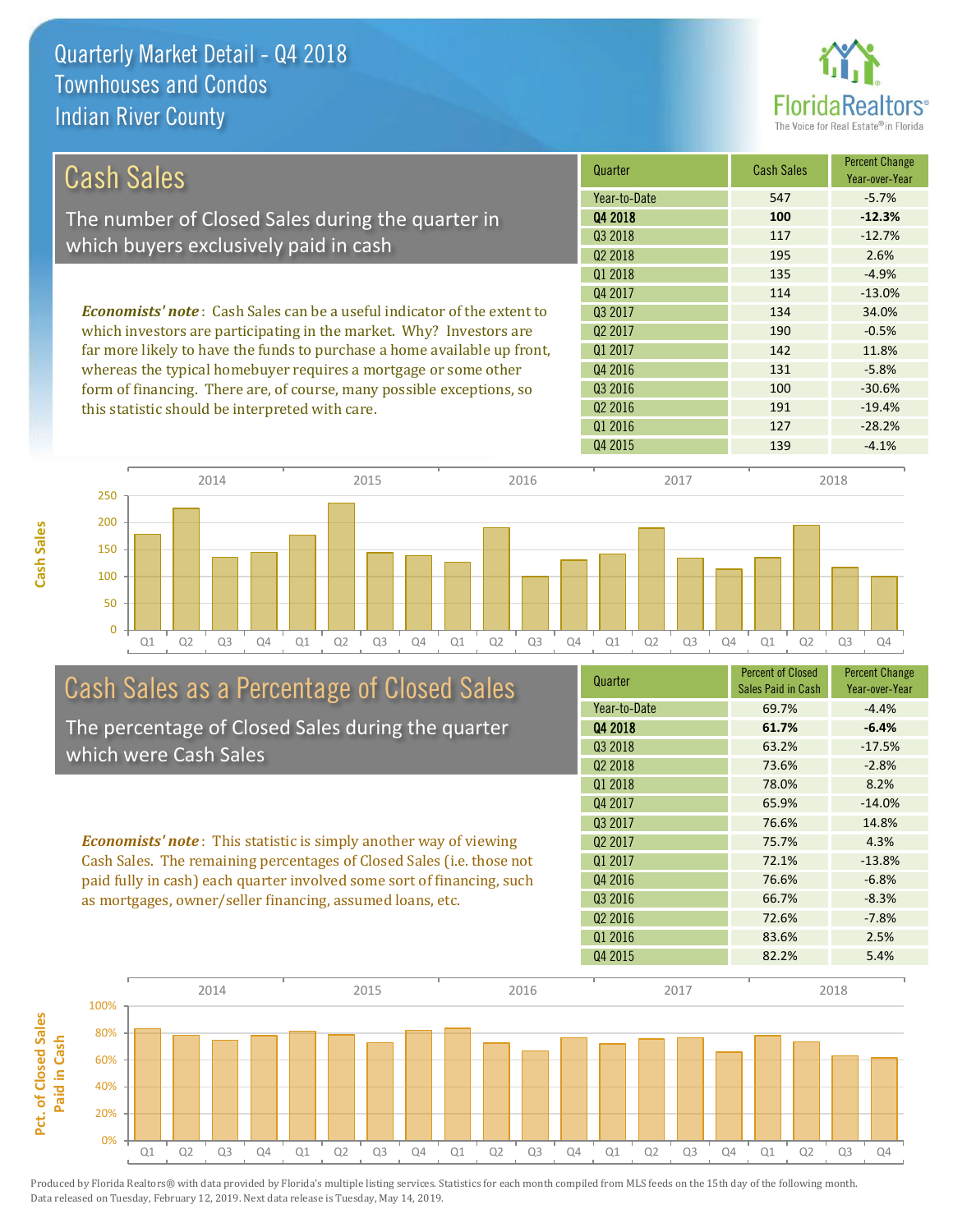# Quarterly Market Detail - Q4 2018
## Townhouses and Condos
## Indian River County

## Cash Sales

The number of Closed Sales during the quarter in which buyers exclusively paid in cash

*Economists' note*: Cash Sales can be a useful indicator of the extent to which investors are participating in the market. Why? Investors are far more likely to have the funds to purchase a home available up front, whereas the typical homebuyer requires a mortgage or some other form of financing. There are, of course, many possible exceptions, so this statistic should be interpreted with care.

| Quarter | Cash Sales | Percent Change Year-over-Year |
|---|---|---|
| Year-to-Date | 547 | -5.7% |
| **Q4 2018** | **100** | **-12.3%** |
| Q3 2018 | 117 | -12.7% |
| Q2 2018 | 195 | 2.6% |
| Q1 2018 | 135 | -4.9% |
| Q4 2017 | 114 | -13.0% |
| Q3 2017 | 134 | 34.0% |
| Q2 2017 | 190 | -0.5% |
| Q1 2017 | 142 | 11.8% |
| Q4 2016 | 131 | -5.8% |
| Q3 2016 | 100 | -30.6% |
| Q2 2016 | 191 | -19.4% |
| Q1 2016 | 127 | -28.2% |
| Q4 2015 | 139 | -4.1% |

## Cash Sales as a Percentage of Closed Sales

The percentage of Closed Sales during the quarter which were Cash Sales

*Economists' note*: This statistic is simply another way of viewing Cash Sales. The remaining percentages of Closed Sales (i.e. those not paid fully in cash) each quarter involved some sort of financing, such as mortgages, owner/seller financing, assumed loans, etc.

| Quarter | Percent of Closed Sales Paid in Cash | Percent Change Year-over-Year |
|---|---|---|
| Year-to-Date | 69.7% | -4.4% |
| **Q4 2018** | **61.7%** | **-6.4%** |
| Q3 2018 | 63.2% | -17.5% |
| Q2 2018 | 73.6% | -2.8% |
| Q1 2018 | 78.0% | 8.2% |
| Q4 2017 | 65.9% | -14.0% |
| Q3 2017 | 76.6% | 14.8% |
| Q2 2017 | 75.7% | 4.3% |
| Q1 2017 | 72.1% | -13.8% |
| Q4 2016 | 76.6% | -6.8% |
| Q3 2016 | 66.7% | -8.3% |
| Q2 2016 | 72.6% | -7.8% |
| Q1 2016 | 83.6% | 2.5% |
| Q4 2015 | 82.2% | 5.4% |

Produced by Florida Realtors® with data provided by Florida's multiple listing services. Statistics for each month compiled from MLS feeds on the 15th day of the following month. Data released on Tuesday, February 12, 2019. Next data release is Tuesday, May 14, 2019.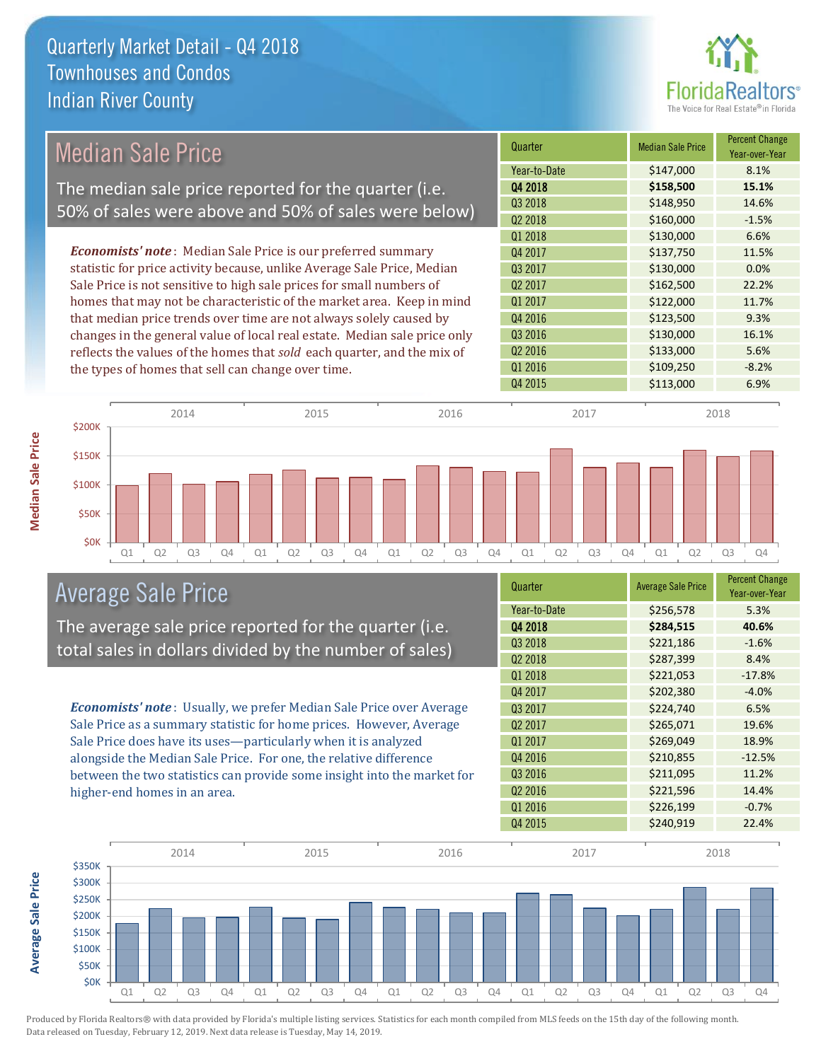# Quarterly Market Detail - Q4 2018
## Townhouses and Condos
## Indian River County

## Median Sale Price

The median sale price reported for the quarter (i.e. 50% of sales were above and 50% of sales were below)

***Economists' note***: Median Sale Price is our preferred summary statistic for price activity because, unlike Average Sale Price, Median Sale Price is not sensitive to high sale prices for small numbers of homes that may not be characteristic of the market area. Keep in mind that median price trends over time are not always solely caused by changes in the general value of local real estate. Median sale price only reflects the values of the homes that *sold* each quarter, and the mix of the types of homes that sell can change over time.

| Quarter | Median Sale Price | Percent Change Year-over-Year |
|---|---|---|
| Year-to-Date | $147,000 | 8.1% |
| **Q4 2018** | **$158,500** | **15.1%** |
| Q3 2018 | $148,950 | 14.6% |
| Q2 2018 | $160,000 | -1.5% |
| Q1 2018 | $130,000 | 6.6% |
| Q4 2017 | $137,750 | 11.5% |
| Q3 2017 | $130,000 | 0.0% |
| Q2 2017 | $162,500 | 22.2% |
| Q1 2017 | $122,000 | 11.7% |
| Q4 2016 | $123,500 | 9.3% |
| Q3 2016 | $130,000 | 16.1% |
| Q2 2016 | $133,000 | 5.6% |
| Q1 2016 | $109,250 | -8.2% |
| Q4 2015 | $113,000 | 6.9% |

## Average Sale Price

The average sale price reported for the quarter (i.e. total sales in dollars divided by the number of sales)

***Economists' note***: Usually, we prefer Median Sale Price over Average Sale Price as a summary statistic for home prices. However, Average Sale Price does have its uses—particularly when it is analyzed alongside the Median Sale Price. For one, the relative difference between the two statistics can provide some insight into the market for higher-end homes in an area.

| Quarter | Average Sale Price | Percent Change Year-over-Year |
|---|---|---|
| Year-to-Date | $256,578 | 5.3% |
| **Q4 2018** | **$284,515** | **40.6%** |
| Q3 2018 | $221,186 | -1.6% |
| Q2 2018 | $287,399 | 8.4% |
| Q1 2018 | $221,053 | -17.8% |
| Q4 2017 | $202,380 | -4.0% |
| Q3 2017 | $224,740 | 6.5% |
| Q2 2017 | $265,071 | 19.6% |
| Q1 2017 | $269,049 | 18.9% |
| Q4 2016 | $210,855 | -12.5% |
| Q3 2016 | $211,095 | 11.2% |
| Q2 2016 | $221,596 | 14.4% |
| Q1 2016 | $226,199 | -0.7% |
| Q4 2015 | $240,919 | 22.4% |

Produced by Florida Realtors® with data provided by Florida's multiple listing services. Statistics for each month compiled from MLS feeds on the 15th day of the following month. Data released on Tuesday, February 12, 2019. Next data release is Tuesday, May 14, 2019.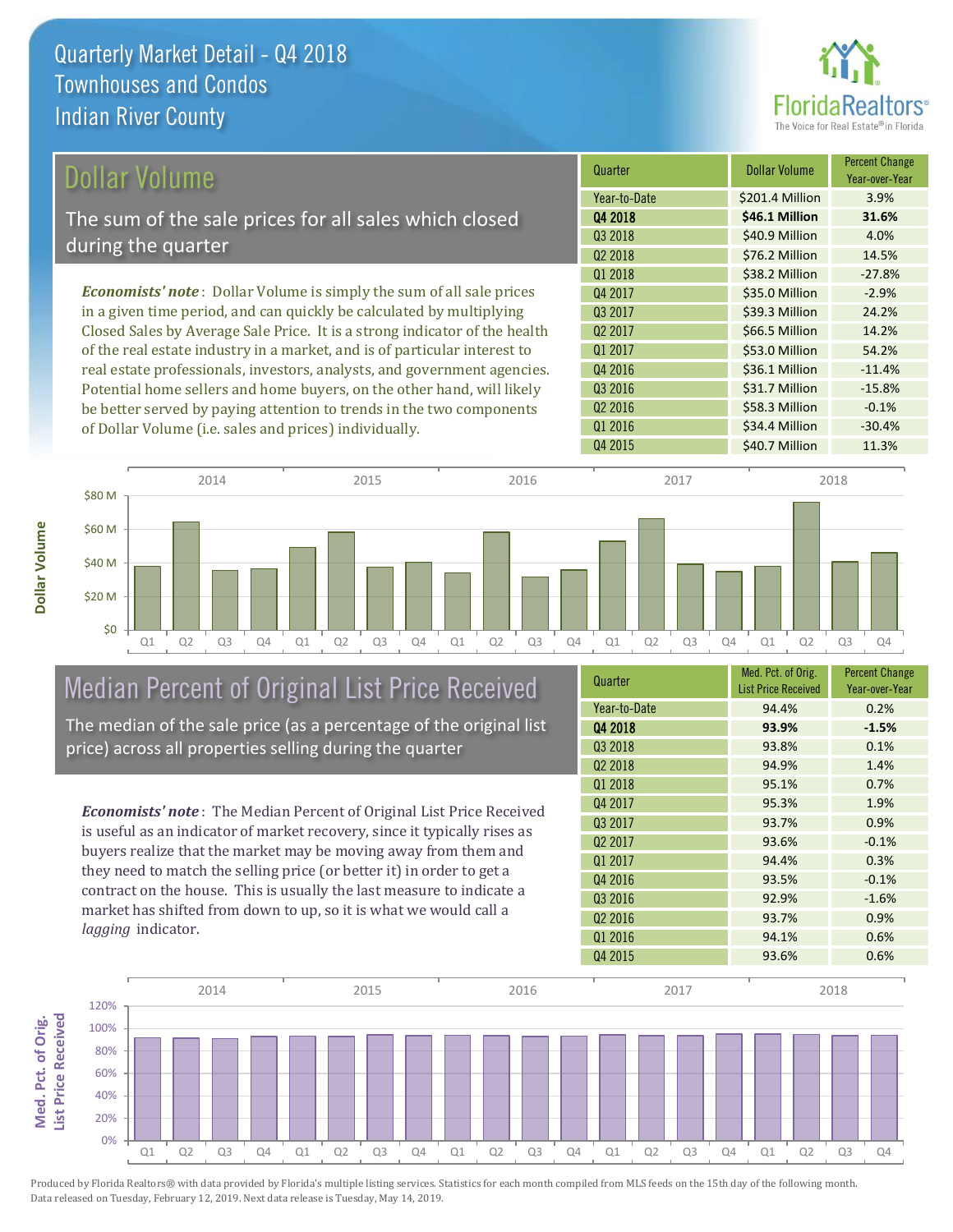# Quarterly Market Detail - Q4 2018
## Townhouses and Condos
## Indian River County

## Dollar Volume

The sum of the sale prices for all sales which closed during the quarter

***Economists' note***: Dollar Volume is simply the sum of all sale prices in a given time period, and can quickly be calculated by multiplying Closed Sales by Average Sale Price. It is a strong indicator of the health of the real estate industry in a market, and is of particular interest to real estate professionals, investors, analysts, and government agencies. Potential home sellers and home buyers, on the other hand, will likely be better served by paying attention to trends in the two components of Dollar Volume (i.e. sales and prices) individually.

| Quarter | Dollar Volume | Percent Change Year-over-Year |
|---|---|---|
| Year-to-Date | $201.4 Million | 3.9% |
| **Q4 2018** | **$46.1 Million** | **31.6%** |
| Q3 2018 | $40.9 Million | 4.0% |
| Q2 2018 | $76.2 Million | 14.5% |
| Q1 2018 | $38.2 Million | -27.8% |
| Q4 2017 | $35.0 Million | -2.9% |
| Q3 2017 | $39.3 Million | 24.2% |
| Q2 2017 | $66.5 Million | 14.2% |
| Q1 2017 | $53.0 Million | 54.2% |
| Q4 2016 | $36.1 Million | -11.4% |
| Q3 2016 | $31.7 Million | -15.8% |
| Q2 2016 | $58.3 Million | -0.1% |
| Q1 2016 | $34.4 Million | -30.4% |
| Q4 2015 | $40.7 Million | 11.3% |

## Median Percent of Original List Price Received

The median of the sale price (as a percentage of the original list price) across all properties selling during the quarter

***Economists' note***: The Median Percent of Original List Price Received is useful as an indicator of market recovery, since it typically rises as buyers realize that the market may be moving away from them and they need to match the selling price (or better it) in order to get a contract on the house. This is usually the last measure to indicate a market has shifted from down to up, so it is what we would call a *lagging* indicator.

| Quarter | Med. Pct. of Orig. List Price Received | Percent Change Year-over-Year |
|---|---|---|
| Year-to-Date | 94.4% | 0.2% |
| **Q4 2018** | **93.9%** | **-1.5%** |
| Q3 2018 | 93.8% | 0.1% |
| Q2 2018 | 94.9% | 1.4% |
| Q1 2018 | 95.1% | 0.7% |
| Q4 2017 | 95.3% | 1.9% |
| Q3 2017 | 93.7% | 0.9% |
| Q2 2017 | 93.6% | -0.1% |
| Q1 2017 | 94.4% | 0.3% |
| Q4 2016 | 93.5% | -0.1% |
| Q3 2016 | 92.9% | -1.6% |
| Q2 2016 | 93.7% | 0.9% |
| Q1 2016 | 94.1% | 0.6% |
| Q4 2015 | 93.6% | 0.6% |

Produced by Florida Realtors® with data provided by Florida's multiple listing services. Statistics for each month compiled from MLS feeds on the 15th day of the following month. Data released on Tuesday, February 12, 2019. Next data release is Tuesday, May 14, 2019.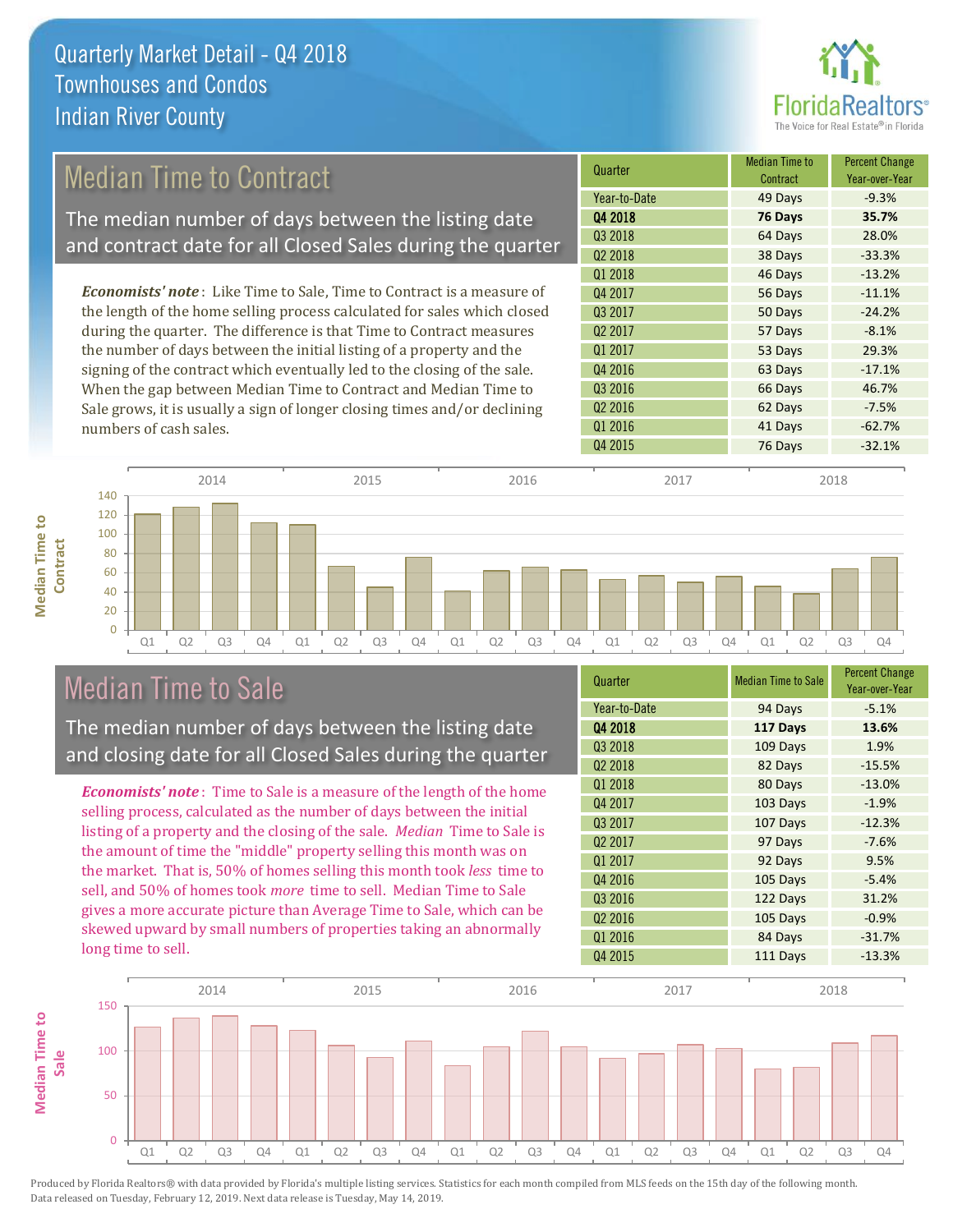# Quarterly Market Detail - Q4 2018
## Townhouses and Condos
## Indian River County

## Median Time to Contract

The median number of days between the listing date and contract date for all Closed Sales during the quarter

*Economists' note*: Like Time to Sale, Time to Contract is a measure of the length of the home selling process calculated for sales which closed during the quarter. The difference is that Time to Contract measures the number of days between the initial listing of a property and the signing of the contract which eventually led to the closing of the sale. When the gap between Median Time to Contract and Median Time to Sale grows, it is usually a sign of longer closing times and/or declining numbers of cash sales.

| Quarter | Median Time to Contract | Percent Change Year-over-Year |
|---|---|---|
| Year-to-Date | 49 Days | -9.3% |
| **Q4 2018** | **76 Days** | **35.7%** |
| Q3 2018 | 64 Days | 28.0% |
| Q2 2018 | 38 Days | -33.3% |
| Q1 2018 | 46 Days | -13.2% |
| Q4 2017 | 56 Days | -11.1% |
| Q3 2017 | 50 Days | -24.2% |
| Q2 2017 | 57 Days | -8.1% |
| Q1 2017 | 53 Days | 29.3% |
| Q4 2016 | 63 Days | -17.1% |
| Q3 2016 | 66 Days | 46.7% |
| Q2 2016 | 62 Days | -7.5% |
| Q1 2016 | 41 Days | -62.7% |
| Q4 2015 | 76 Days | -32.1% |

## Median Time to Sale

The median number of days between the listing date and closing date for all Closed Sales during the quarter

*Economists' note*: Time to Sale is a measure of the length of the home selling process, calculated as the number of days between the initial listing of a property and the closing of the sale. *Median* Time to Sale is the amount of time the "middle" property selling this month was on the market. That is, 50% of homes selling this month took *less* time to sell, and 50% of homes took *more* time to sell. Median Time to Sale gives a more accurate picture than Average Time to Sale, which can be skewed upward by small numbers of properties taking an abnormally long time to sell.

| Quarter | Median Time to Sale | Percent Change Year-over-Year |
|---|---|---|
| Year-to-Date | 94 Days | -5.1% |
| **Q4 2018** | **117 Days** | **13.6%** |
| Q3 2018 | 109 Days | 1.9% |
| Q2 2018 | 82 Days | -15.5% |
| Q1 2018 | 80 Days | -13.0% |
| Q4 2017 | 103 Days | -1.9% |
| Q3 2017 | 107 Days | -12.3% |
| Q2 2017 | 97 Days | -7.6% |
| Q1 2017 | 92 Days | 9.5% |
| Q4 2016 | 105 Days | -5.4% |
| Q3 2016 | 122 Days | 31.2% |
| Q2 2016 | 105 Days | -0.9% |
| Q1 2016 | 84 Days | -31.7% |
| Q4 2015 | 111 Days | -13.3% |

Produced by Florida Realtors® with data provided by Florida's multiple listing services. Statistics for each month compiled from MLS feeds on the 15th day of the following month. Data released on Tuesday, February 12, 2019. Next data release is Tuesday, May 14, 2019.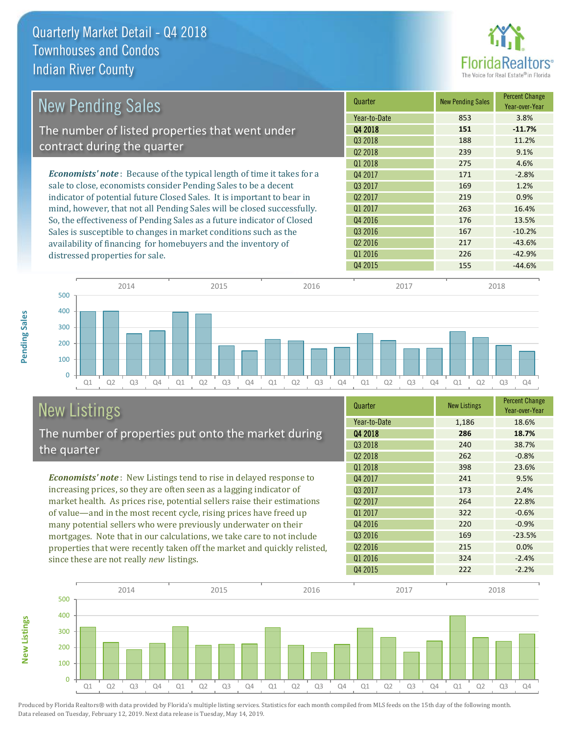# Quarterly Market Detail - Q4 2018
## Townhouses and Condos
## Indian River County

## New Pending Sales

The number of listed properties that went under contract during the quarter

*Economists' note*: Because of the typical length of time it takes for a sale to close, economists consider Pending Sales to be a decent indicator of potential future Closed Sales. It is important to bear in mind, however, that not all Pending Sales will be closed successfully. So, the effectiveness of Pending Sales as a future indicator of Closed Sales is susceptible to changes in market conditions such as the availability of financing for homebuyers and the inventory of distressed properties for sale.

| Quarter | New Pending Sales | Percent Change Year-over-Year |
|---|---|---|
| Year-to-Date | 853 | 3.8% |
| **Q4 2018** | **151** | **-11.7%** |
| Q3 2018 | 188 | 11.2% |
| Q2 2018 | 239 | 9.1% |
| Q1 2018 | 275 | 4.6% |
| Q4 2017 | 171 | -2.8% |
| Q3 2017 | 169 | 1.2% |
| Q2 2017 | 219 | 0.9% |
| Q1 2017 | 263 | 16.4% |
| Q4 2016 | 176 | 13.5% |
| Q3 2016 | 167 | -10.2% |
| Q2 2016 | 217 | -43.6% |
| Q1 2016 | 226 | -42.9% |
| Q4 2015 | 155 | -44.6% |

## New Listings

The number of properties put onto the market during the quarter

*Economists' note*: New Listings tend to rise in delayed response to increasing prices, so they are often seen as a lagging indicator of market health. As prices rise, potential sellers raise their estimations of value—and in the most recent cycle, rising prices have freed up many potential sellers who were previously underwater on their mortgages. Note that in our calculations, we take care to not include properties that were recently taken off the market and quickly relisted, since these are not really *new* listings.

| Quarter | New Listings | Percent Change Year-over-Year |
|---|---|---|
| Year-to-Date | 1,186 | 18.6% |
| **Q4 2018** | **286** | **18.7%** |
| Q3 2018 | 240 | 38.7% |
| Q2 2018 | 262 | -0.8% |
| Q1 2018 | 398 | 23.6% |
| Q4 2017 | 241 | 9.5% |
| Q3 2017 | 173 | 2.4% |
| Q2 2017 | 264 | 22.8% |
| Q1 2017 | 322 | -0.6% |
| Q4 2016 | 220 | -0.9% |
| Q3 2016 | 169 | -23.5% |
| Q2 2016 | 215 | 0.0% |
| Q1 2016 | 324 | -2.4% |
| Q4 2015 | 222 | -2.2% |

Produced by Florida Realtors® with data provided by Florida's multiple listing services. Statistics for each month compiled from MLS feeds on the 15th day of the following month. Data released on Tuesday, February 12, 2019. Next data release is Tuesday, May 14, 2019.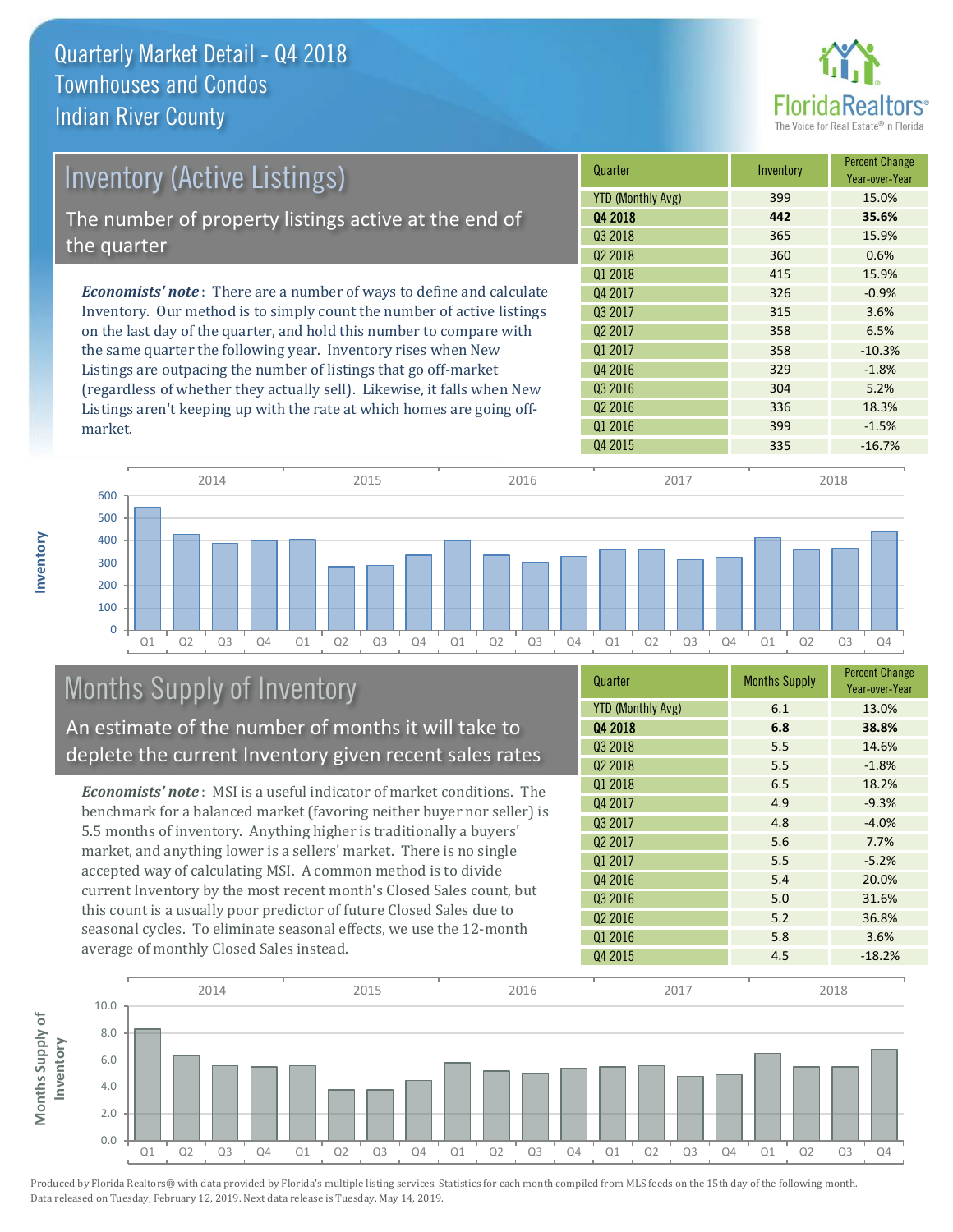# Quarterly Market Detail - Q4 2018
## Townhouses and Condos
## Indian River County

## Inventory (Active Listings)

The number of property listings active at the end of the quarter

*Economists' note*: There are a number of ways to define and calculate Inventory. Our method is to simply count the number of active listings on the last day of the quarter, and hold this number to compare with the same quarter the following year. Inventory rises when New Listings are outpacing the number of listings that go off-market (regardless of whether they actually sell). Likewise, it falls when New Listings aren't keeping up with the rate at which homes are going off-market.

| Quarter | Inventory | Percent Change Year-over-Year |
|---|---|---|
| YTD (Monthly Avg) | 399 | 15.0% |
| **Q4 2018** | **442** | **35.6%** |
| Q3 2018 | 365 | 15.9% |
| Q2 2018 | 360 | 0.6% |
| Q1 2018 | 415 | 15.9% |
| Q4 2017 | 326 | -0.9% |
| Q3 2017 | 315 | 3.6% |
| Q2 2017 | 358 | 6.5% |
| Q1 2017 | 358 | -10.3% |
| Q4 2016 | 329 | -1.8% |
| Q3 2016 | 304 | 5.2% |
| Q2 2016 | 336 | 18.3% |
| Q1 2016 | 399 | -1.5% |
| Q4 2015 | 335 | -16.7% |

## Months Supply of Inventory

An estimate of the number of months it will take to deplete the current Inventory given recent sales rates

*Economists' note*: MSI is a useful indicator of market conditions. The benchmark for a balanced market (favoring neither buyer nor seller) is 5.5 months of inventory. Anything higher is traditionally a buyers' market, and anything lower is a sellers' market. There is no single accepted way of calculating MSI. A common method is to divide current Inventory by the most recent month's Closed Sales count, but this count is a usually poor predictor of future Closed Sales due to seasonal cycles. To eliminate seasonal effects, we use the 12-month average of monthly Closed Sales instead.

| Quarter | Months Supply | Percent Change Year-over-Year |
|---|---|---|
| YTD (Monthly Avg) | 6.1 | 13.0% |
| **Q4 2018** | **6.8** | **38.8%** |
| Q3 2018 | 5.5 | 14.6% |
| Q2 2018 | 5.5 | -1.8% |
| Q1 2018 | 6.5 | 18.2% |
| Q4 2017 | 4.9 | -9.3% |
| Q3 2017 | 4.8 | -4.0% |
| Q2 2017 | 5.6 | 7.7% |
| Q1 2017 | 5.5 | -5.2% |
| Q4 2016 | 5.4 | 20.0% |
| Q3 2016 | 5.0 | 31.6% |
| Q2 2016 | 5.2 | 36.8% |
| Q1 2016 | 5.8 | 3.6% |
| Q4 2015 | 4.5 | -18.2% |

Produced by Florida Realtors® with data provided by Florida's multiple listing services. Statistics for each month compiled from MLS feeds on the 15th day of the following month. Data released on Tuesday, February 12, 2019. Next data release is Tuesday, May 14, 2019.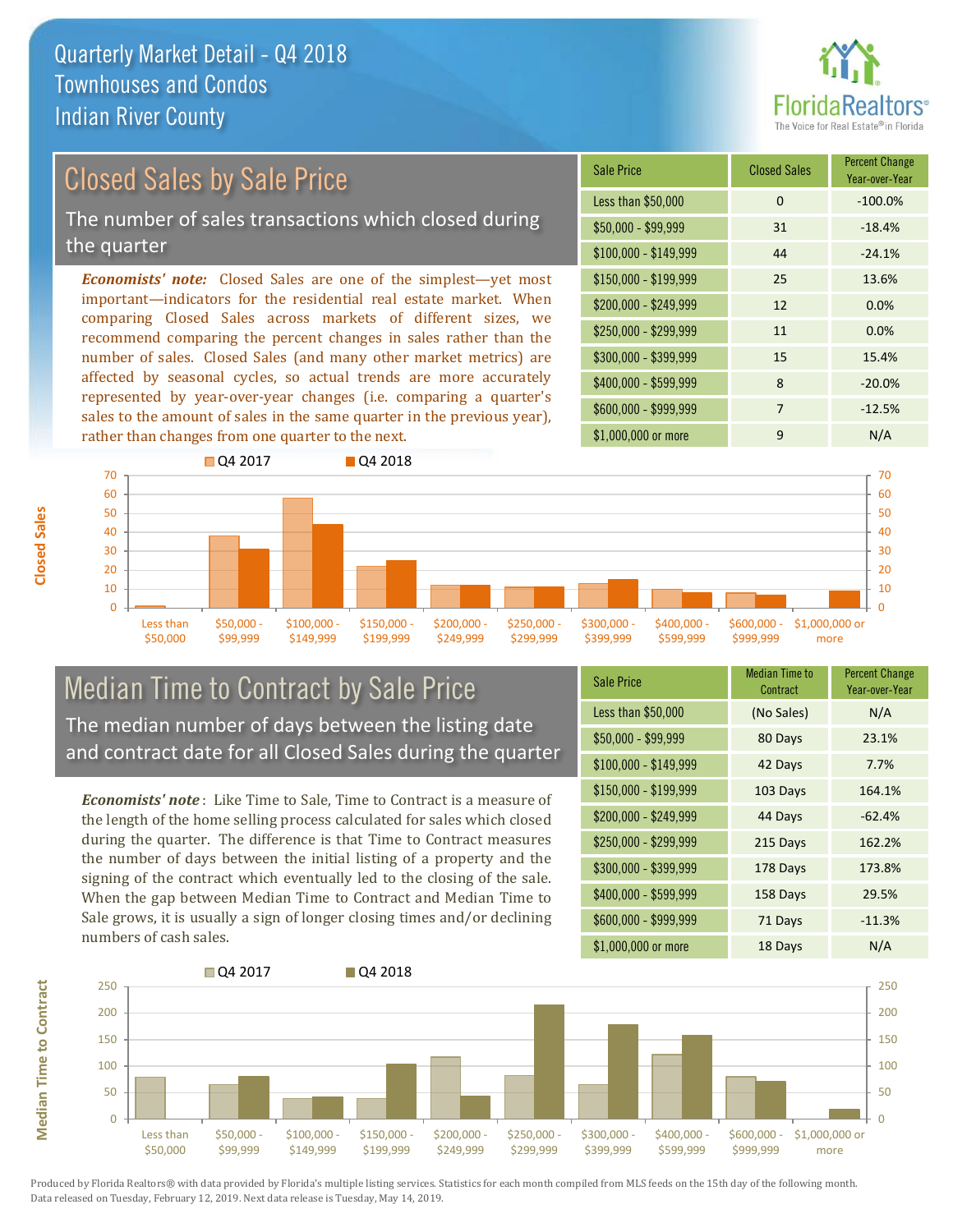# Quarterly Market Detail - Q4 2018
## Townhouses and Condos
## Indian River County

## Closed Sales by Sale Price

The number of sales transactions which closed during the quarter

*Economists' note:* Closed Sales are one of the simplest—yet most important—indicators for the residential real estate market. When comparing Closed Sales across markets of different sizes, we recommend comparing the percent changes in sales rather than the number of sales. Closed Sales (and many other market metrics) are affected by seasonal cycles, so actual trends are more accurately represented by year-over-year changes (i.e. comparing a quarter's sales to the amount of sales in the same quarter in the previous year), rather than changes from one quarter to the next.

| Sale Price | Closed Sales | Percent Change Year-over-Year |
|---|---|---|
| Less than $50,000 | 0 | -100.0% |
| $50,000 - $99,999 | 31 | -18.4% |
| $100,000 - $149,999 | 44 | -24.1% |
| $150,000 - $199,999 | 25 | 13.6% |
| $200,000 - $249,999 | 12 | 0.0% |
| $250,000 - $299,999 | 11 | 0.0% |
| $300,000 - $399,999 | 15 | 15.4% |
| $400,000 - $599,999 | 8 | -20.0% |
| $600,000 - $999,999 | 7 | -12.5% |
| $1,000,000 or more | 9 | N/A |

## Median Time to Contract by Sale Price

The median number of days between the listing date and contract date for all Closed Sales during the quarter

*Economists' note*: Like Time to Sale, Time to Contract is a measure of the length of the home selling process calculated for sales which closed during the quarter. The difference is that Time to Contract measures the number of days between the initial listing of a property and the signing of the contract which eventually led to the closing of the sale. When the gap between Median Time to Contract and Median Time to Sale grows, it is usually a sign of longer closing times and/or declining numbers of cash sales.

| Sale Price | Median Time to Contract | Percent Change Year-over-Year |
|---|---|---|
| Less than $50,000 | (No Sales) | N/A |
| $50,000 - $99,999 | 80 Days | 23.1% |
| $100,000 - $149,999 | 42 Days | 7.7% |
| $150,000 - $199,999 | 103 Days | 164.1% |
| $200,000 - $249,999 | 44 Days | -62.4% |
| $250,000 - $299,999 | 215 Days | 162.2% |
| $300,000 - $399,999 | 178 Days | 173.8% |
| $400,000 - $599,999 | 158 Days | 29.5% |
| $600,000 - $999,999 | 71 Days | -11.3% |
| $1,000,000 or more | 18 Days | N/A |

Produced by Florida Realtors® with data provided by Florida's multiple listing services. Statistics for each month compiled from MLS feeds on the 15th day of the following month. Data released on Tuesday, February 12, 2019. Next data release is Tuesday, May 14, 2019.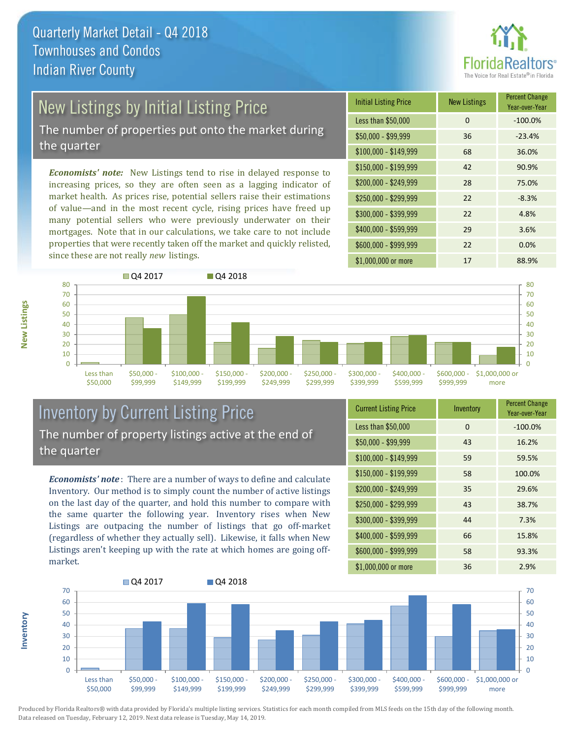# Quarterly Market Detail - Q4 2018
## Townhouses and Condos
## Indian River County

## New Listings by Initial Listing Price

The number of properties put onto the market during the quarter

*Economists' note:* New Listings tend to rise in delayed response to increasing prices, so they are often seen as a lagging indicator of market health. As prices rise, potential sellers raise their estimations of value—and in the most recent cycle, rising prices have freed up many potential sellers who were previously underwater on their mortgages. Note that in our calculations, we take care to not include properties that were recently taken off the market and quickly relisted, since these are not really *new* listings.

| Initial Listing Price | New Listings | Percent Change Year-over-Year |
|---|---|---|
| Less than $50,000 | 0 | -100.0% |
| $50,000 - $99,999 | 36 | -23.4% |
| $100,000 - $149,999 | 68 | 36.0% |
| $150,000 - $199,999 | 42 | 90.9% |
| $200,000 - $249,999 | 28 | 75.0% |
| $250,000 - $299,999 | 22 | -8.3% |
| $300,000 - $399,999 | 22 | 4.8% |
| $400,000 - $599,999 | 29 | 3.6% |
| $600,000 - $999,999 | 22 | 0.0% |
| $1,000,000 or more | 17 | 88.9% |

## Inventory by Current Listing Price

The number of property listings active at the end of the quarter

*Economists' note*: There are a number of ways to define and calculate Inventory. Our method is to simply count the number of active listings on the last day of the quarter, and hold this number to compare with the same quarter the following year. Inventory rises when New Listings are outpacing the number of listings that go off-market (regardless of whether they actually sell). Likewise, it falls when New Listings aren't keeping up with the rate at which homes are going off-market.

| Current Listing Price | Inventory | Percent Change Year-over-Year |
|---|---|---|
| Less than $50,000 | 0 | -100.0% |
| $50,000 - $99,999 | 43 | 16.2% |
| $100,000 - $149,999 | 59 | 59.5% |
| $150,000 - $199,999 | 58 | 100.0% |
| $200,000 - $249,999 | 35 | 29.6% |
| $250,000 - $299,999 | 43 | 38.7% |
| $300,000 - $399,999 | 44 | 7.3% |
| $400,000 - $599,999 | 66 | 15.8% |
| $600,000 - $999,999 | 58 | 93.3% |
| $1,000,000 or more | 36 | 2.9% |

Produced by Florida Realtors® with data provided by Florida's multiple listing services. Statistics for each month compiled from MLS feeds on the 15th day of the following month. Data released on Tuesday, February 12, 2019. Next data release is Tuesday, May 14, 2019.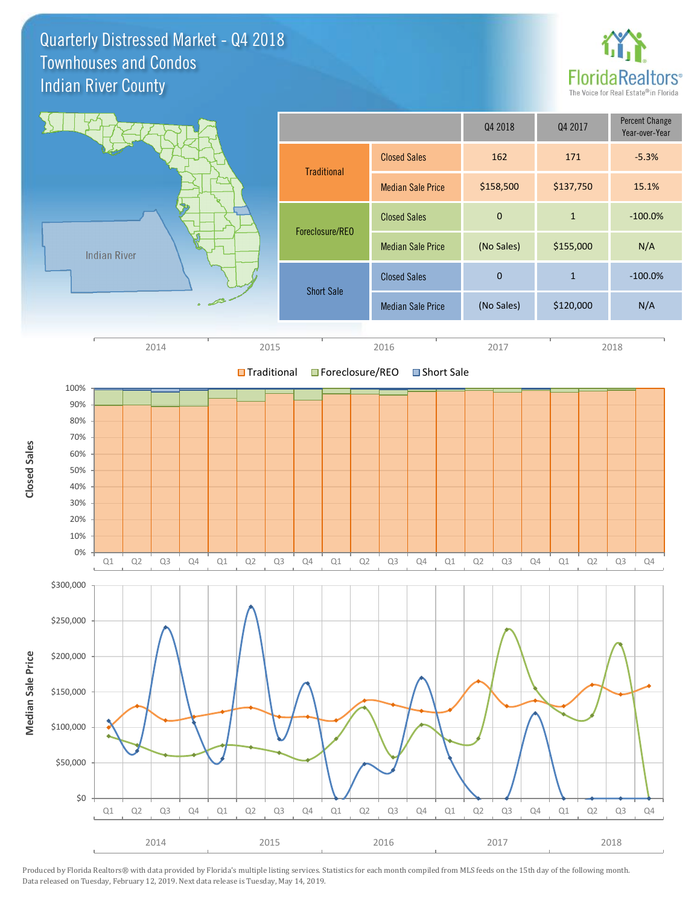# Quarterly Distressed Market - Q4 2018
## Townhouses and Condos
## Indian River County

FloridaRealtors®
The Voice for Real Estate® in Florida

Indian River

| | | Q4 2018 | Q4 2017 | Percent Change Year-over-Year |
|---|---|---|---|---|
| Traditional | Closed Sales | 162 | 171 | -5.3% |
| | Median Sale Price | $158,500 | $137,750 | 15.1% |
| Foreclosure/REO | Closed Sales | 0 | 1 | -100.0% |
| | Median Sale Price | (No Sales) | $155,000 | N/A |
| Short Sale | Closed Sales | 0 | 1 | -100.0% |
| | Median Sale Price | (No Sales) | $120,000 | N/A |

2014 2015 2016 2017 2018

Traditional Foreclosure/REO Short Sale

Closed Sales

100% 90% 80% 70% 60% 50% 40% 30% 20% 10% 0%

Q1 Q2 Q3 Q4 Q1 Q2 Q3 Q4 Q1 Q2 Q3 Q4 Q1 Q2 Q3 Q4 Q1 Q2 Q3 Q4

Median Sale Price

$300,000 $250,000 $200,000 $150,000 $100,000 $50,000 $0

Q1 Q2 Q3 Q4 Q1 Q2 Q3 Q4 Q1 Q2 Q3 Q4 Q1 Q2 Q3 Q4 Q1 Q2 Q3 Q4

2014 2015 2016 2017 2018

Produced by Florida Realtors® with data provided by Florida's multiple listing services. Statistics for each month compiled from MLS feeds on the 15th day of the following month.
Data released on Tuesday, February 12, 2019. Next data release is Tuesday, May 14, 2019.